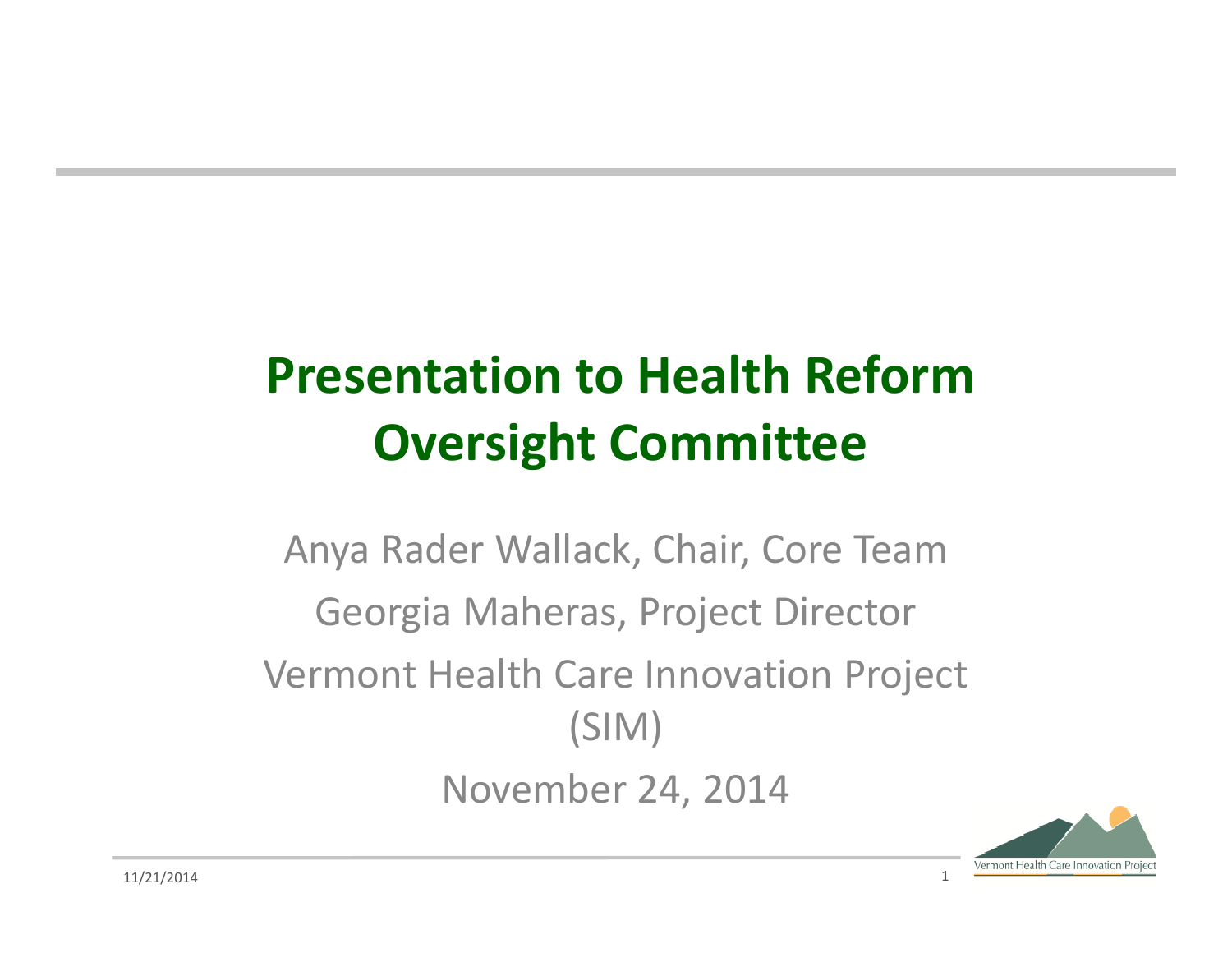# Presentation to Health Reform Oversight Committee

Anya Rader Wallack, Chair, Core Team

Georgia Maheras, Project Director

Vermont Health Care Innovation Project (SIM)

November 24, 2014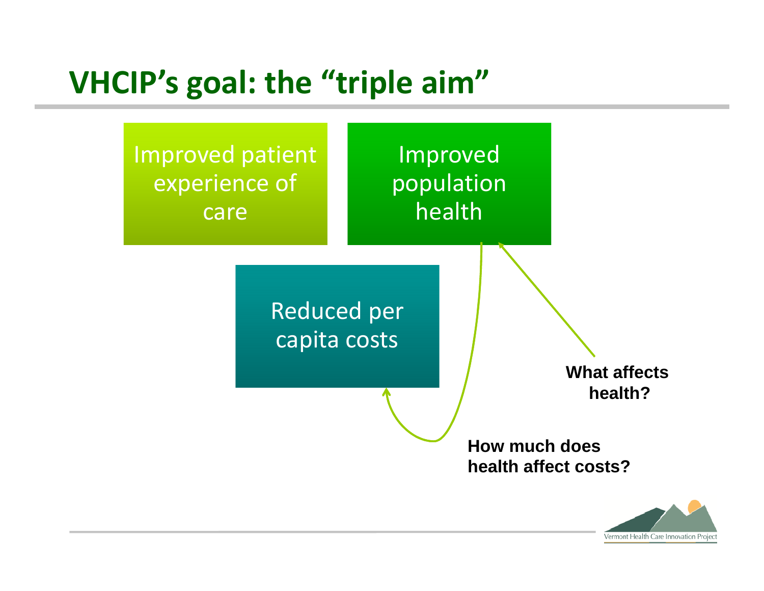# VHCIP's goal: the "triple aim"

Improved patient experience of care

Improved population health

Reduced per capita costs

**What affects health?**

**How much does health affect costs?**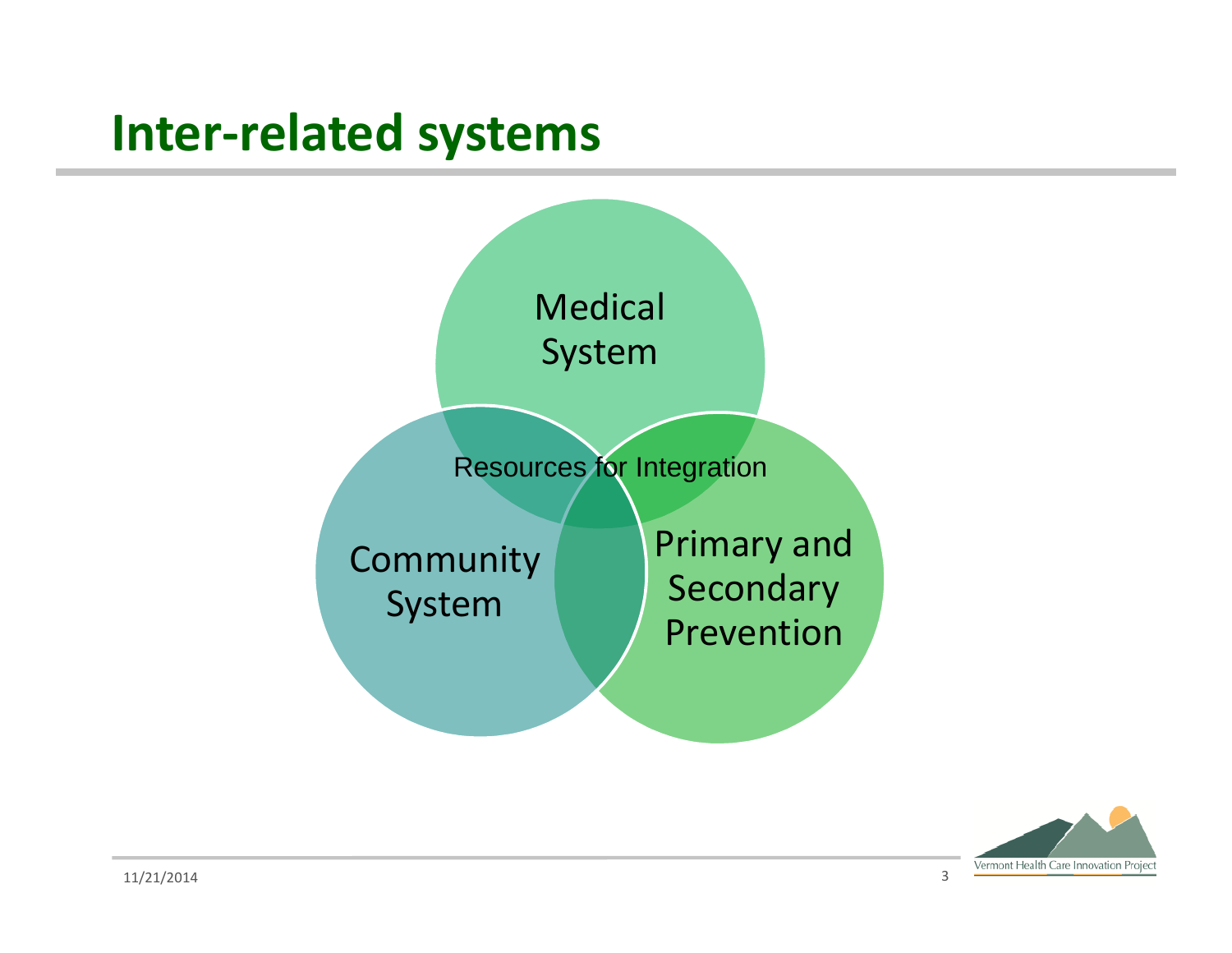# Inter-related systems

Medical System

Resources for Integration

Community System

Primary and Secondary Prevention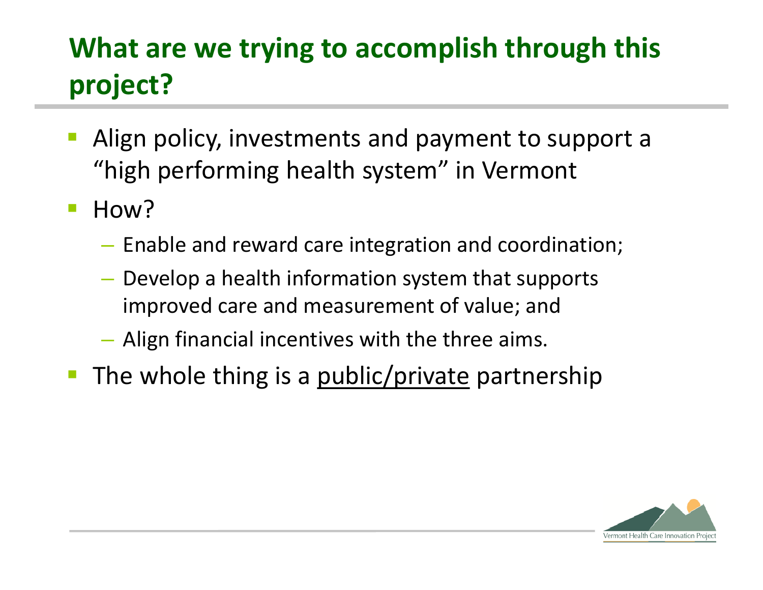## What are we trying to accomplish through this project?

- Align policy, investments and payment to support a "high performing health system" in Vermont
- How?
  - Enable and reward care integration and coordination;
  - Develop a health information system that supports improved care and measurement of value; and
  - Align financial incentives with the three aims.
- The whole thing is a <u>public/private</u> partnership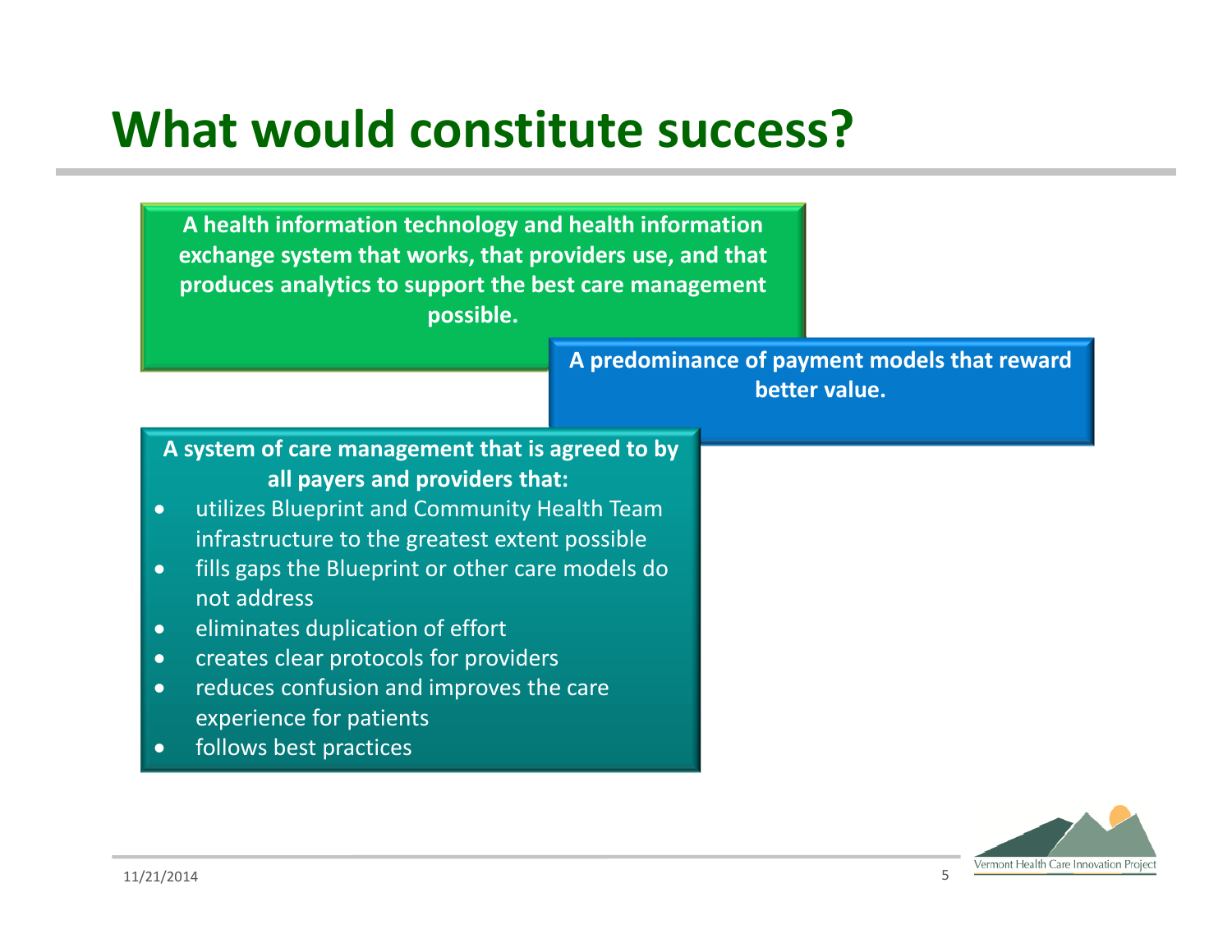# What would constitute success?

**A health information technology and health information exchange system that works, that providers use, and that produces analytics to support the best care management possible.**

**A predominance of payment models that reward better value.**

**A system of care management that is agreed to by all payers and providers that:**

- utilizes Blueprint and Community Health Team infrastructure to the greatest extent possible
- fills gaps the Blueprint or other care models do not address
- eliminates duplication of effort
- creates clear protocols for providers
- reduces confusion and improves the care experience for patients
- follows best practices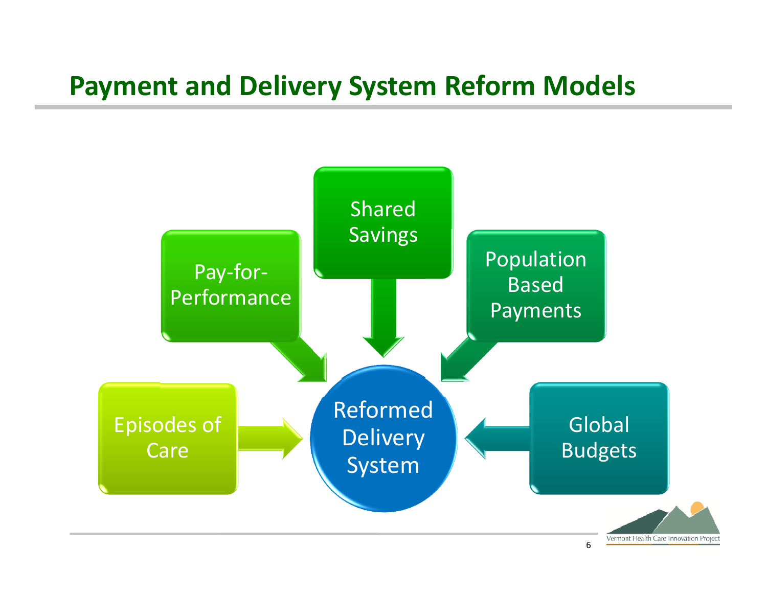# Payment and Delivery System Reform Models

- Episodes of Care
- Pay-for-Performance
- Shared Savings
- Population Based Payments
- Global Budgets

Reformed Delivery System

Vermont Health Care Innovation Project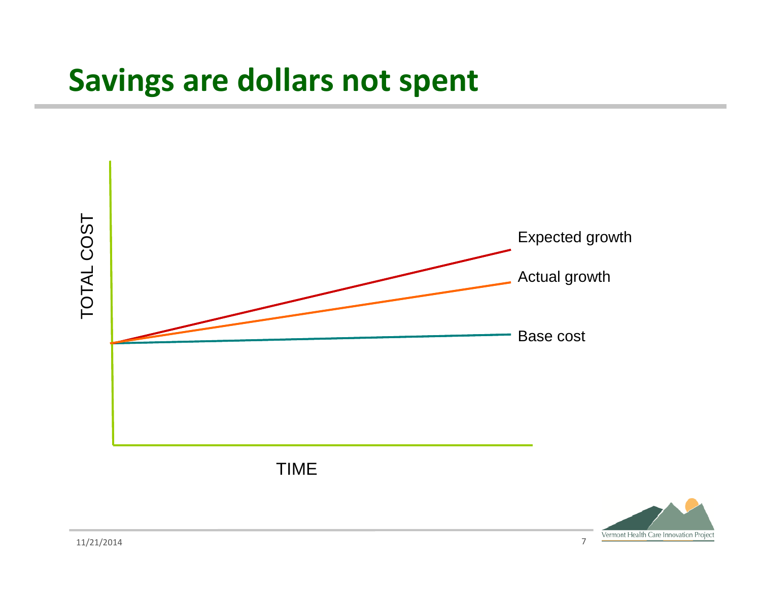# Savings are dollars not spent

TOTAL COST

Expected growth

Actual growth

Base cost

TIME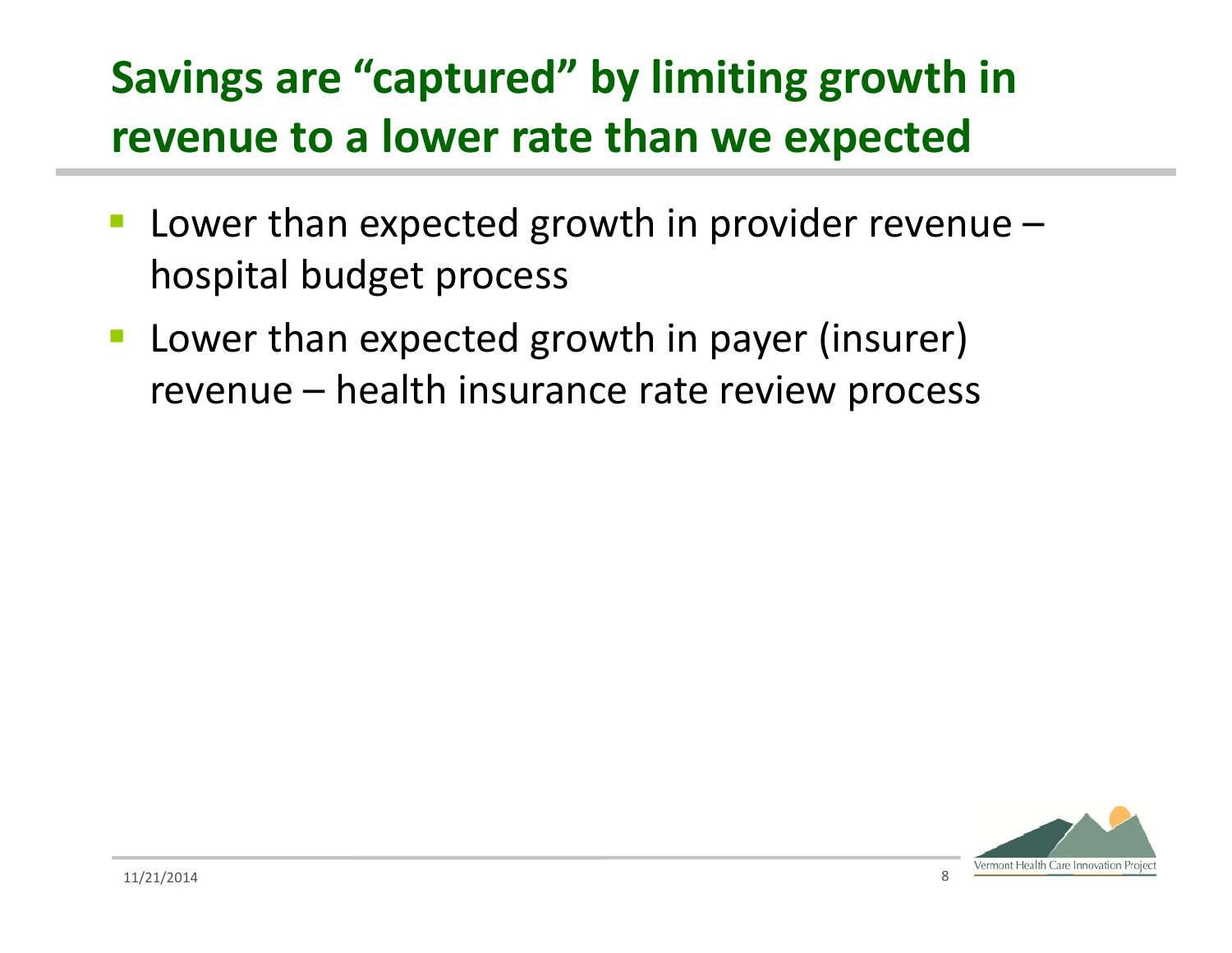# Savings are "captured" by limiting growth in revenue to a lower rate than we expected

- Lower than expected growth in provider revenue – hospital budget process
- Lower than expected growth in payer (insurer) revenue – health insurance rate review process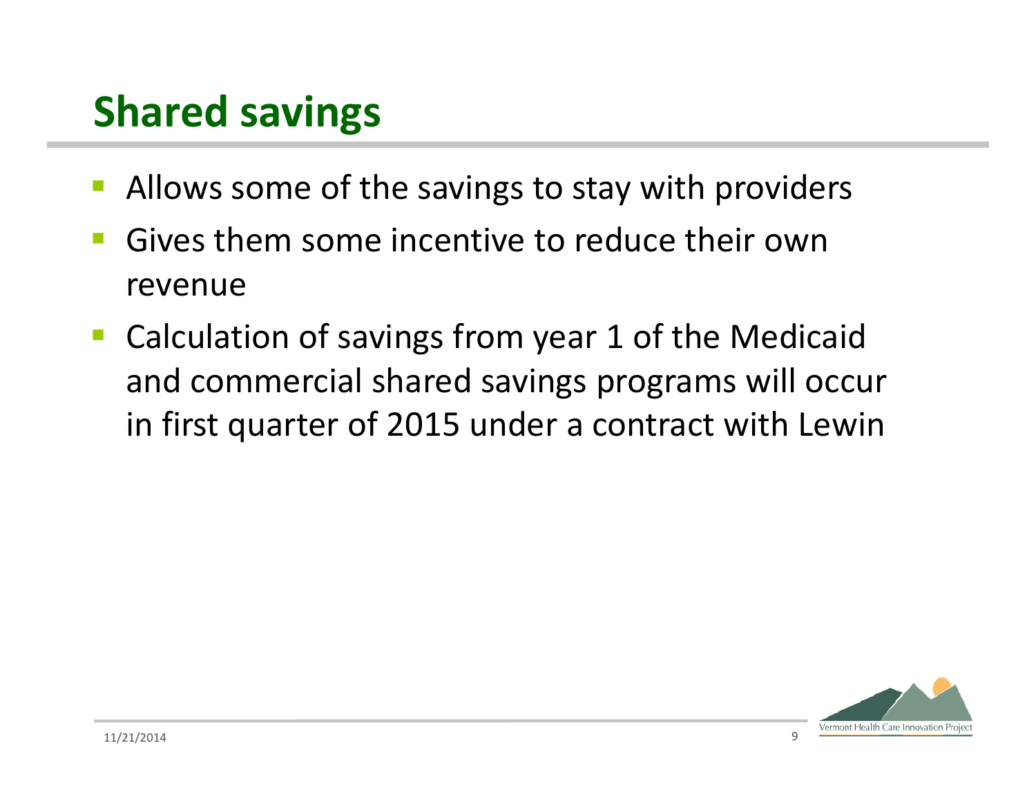# Shared savings

- Allows some of the savings to stay with providers
- Gives them some incentive to reduce their own revenue
- Calculation of savings from year 1 of the Medicaid and commercial shared savings programs will occur in first quarter of 2015 under a contract with Lewin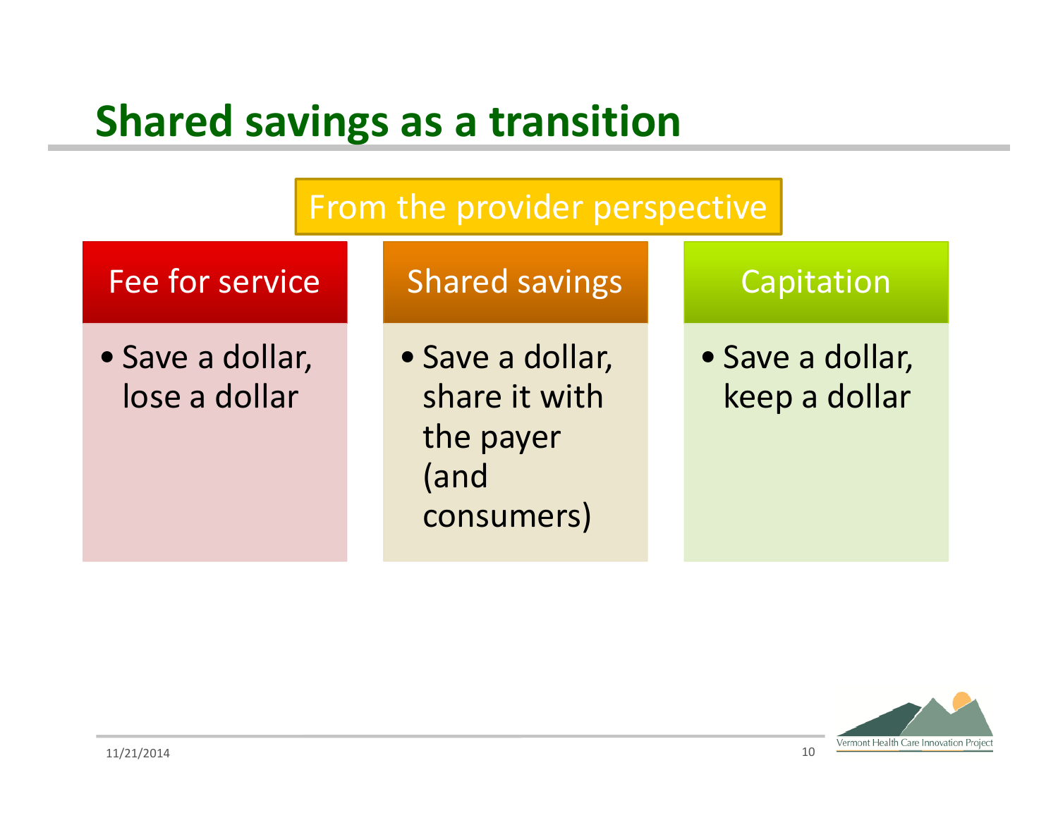# Shared savings as a transition

**From the provider perspective**

| Fee for service | Shared savings | Capitation |
|---|---|---|
| • Save a dollar, lose a dollar | • Save a dollar, share it with the payer (and consumers) | • Save a dollar, keep a dollar |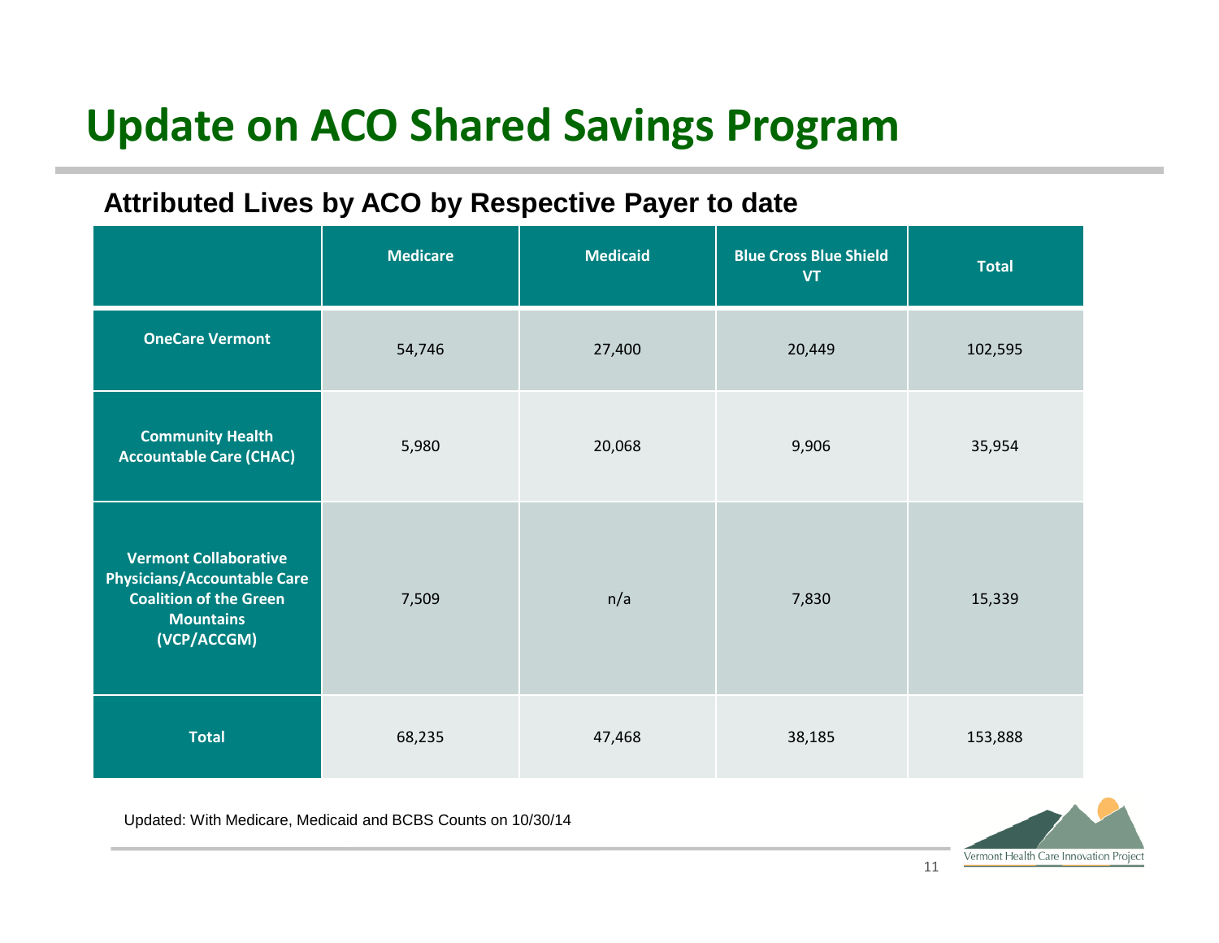# Update on ACO Shared Savings Program

## Attributed Lives by ACO by Respective Payer to date

| | Medicare | Medicaid | Blue Cross Blue Shield VT | Total |
|---|---|---|---|---|
| **OneCare Vermont** | 54,746 | 27,400 | 20,449 | 102,595 |
| **Community Health Accountable Care (CHAC)** | 5,980 | 20,068 | 9,906 | 35,954 |
| **Vermont Collaborative Physicians/Accountable Care Coalition of the Green Mountains (VCP/ACCGM)** | 7,509 | n/a | 7,830 | 15,339 |
| **Total** | 68,235 | 47,468 | 38,185 | 153,888 |

Updated: With Medicare, Medicaid and BCBS Counts on 10/30/14

Vermont Health Care Innovation Project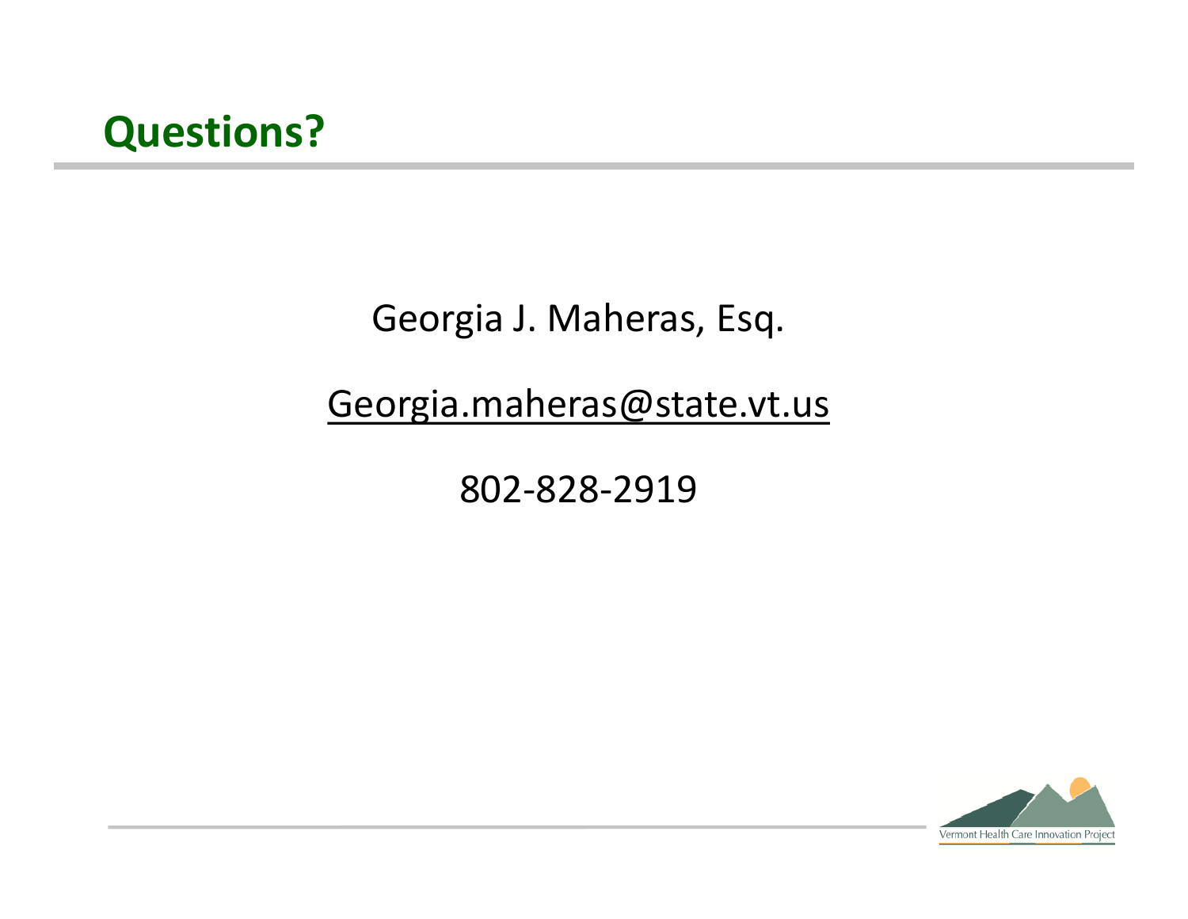# Questions?

Georgia J. Maheras, Esq.

Georgia.maheras@state.vt.us

802-828-2919